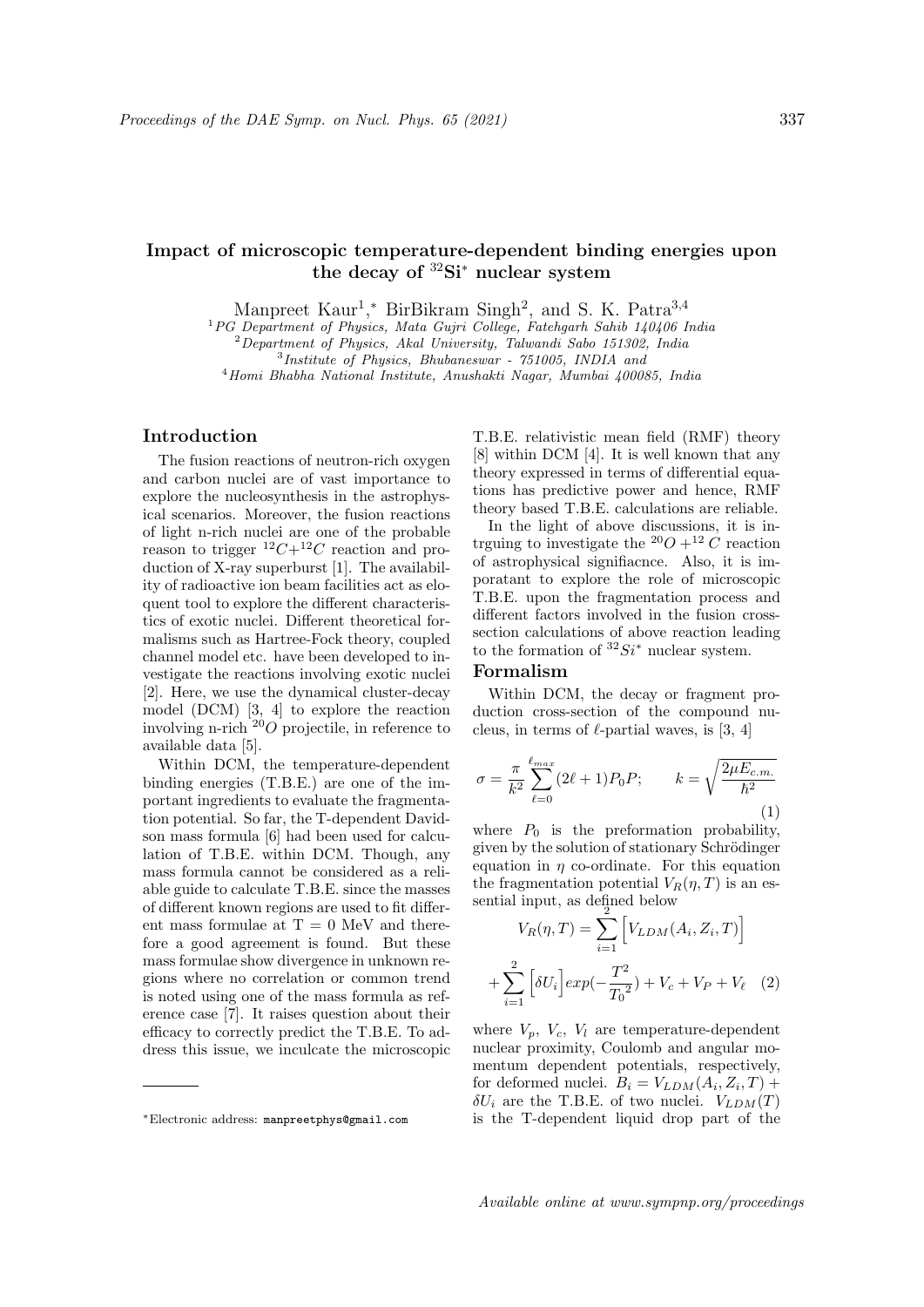# Impact of microscopic temperature-dependent binding energies upon the decay of $^{32}$Si$^*$ nuclear system

Manpreet Kaur[1],[*] BirBikram Singh[2], and S. K. Patra[3,4]

[1] PG Department of Physics, Mata Gujri College, Fatehgarh Sahib 140406 India
[2] Department of Physics, Akal University, Talwandi Sabo 151302, India
[3] Institute of Physics, Bhubaneswar - 751005, INDIA and
[4] Homi Bhabha National Institute, Anushakti Nagar, Mumbai 400085, India

## Introduction

The fusion reactions of neutron-rich oxygen and carbon nuclei are of vast importance to explore the nucleosynthesis in the astrophysical scenarios. Moreover, the fusion reactions of light n-rich nuclei are one of the probable reason to trigger $^{12}C+^{12}C$ reaction and production of X-ray superburst [1]. The availability of radioactive ion beam facilities act as eloquent tool to explore the different characteristics of exotic nuclei. Different theoretical formalisms such as Hartree-Fock theory, coupled channel model etc. have been developed to investigate the reactions involving exotic nuclei [2]. Here, we use the dynamical cluster-decay model (DCM) [3, 4] to explore the reaction involving n-rich $^{20}O$ projectile, in reference to available data [5].

Within DCM, the temperature-dependent binding energies (T.B.E.) are one of the important ingredients to evaluate the fragmentation potential. So far, the T-dependent Davidson mass formula [6] had been used for calculation of T.B.E. within DCM. Though, any mass formula cannot be considered as a reliable guide to calculate T.B.E. since the masses of different known regions are used to fit different mass formulae at T = 0 MeV and therefore a good agreement is found. But these mass formulae show divergence in unknown regions where no correlation or common trend is noted using one of the mass formula as reference case [7]. It raises question about their efficacy to correctly predict the T.B.E. To address this issue, we inculcate the microscopic T.B.E. relativistic mean field (RMF) theory [8] within DCM [4]. It is well known that any theory expressed in terms of differential equations has predictive power and hence, RMF theory based T.B.E. calculations are reliable.

In the light of above discussions, it is intrguing to investigate the $^{20}O +^{12}C$ reaction of astrophysical signifiacnce. Also, it is imporatant to explore the role of microscopic T.B.E. upon the fragmentation process and different factors involved in the fusion cross-section calculations of above reaction leading to the formation of $^{32}Si^*$ nuclear system.

## Formalism

Within DCM, the decay or fragment production cross-section of the compound nucleus, in terms of $\ell$-partial waves, is [3, 4]

$$\sigma = \frac{\pi}{k^2}\sum_{\ell=0}^{\ell_{max}}(2\ell+1)P_0P; \qquad k=\sqrt{\frac{2\mu E_{c.m.}}{\hbar^2}} \tag{1}$$

where $P_0$ is the preformation probability, given by the solution of stationary Schrödinger equation in $\eta$ co-ordinate. For this equation the fragmentation potential $V_R(\eta, T)$ is an essential input, as defined below

$$V_R(\eta,T) = \sum_{i=1}^{2}\Big[V_{LDM}(A_i,Z_i,T)\Big] + \sum_{i=1}^{2}\Big[\delta U_i\Big]exp(-\frac{T^2}{{T_0}^2}) + V_c + V_P + V_\ell \tag{2}$$

where $V_p$, $V_c$, $V_l$ are temperature-dependent nuclear proximity, Coulomb and angular momentum dependent potentials, respectively, for deformed nuclei. $B_i = V_{LDM}(A_i, Z_i, T) + \delta U_i$ are the T.B.E. of two nuclei. $V_{LDM}(T)$ is the T-dependent liquid drop part of the

---

[*] Electronic address: manpreetphys@gmail.com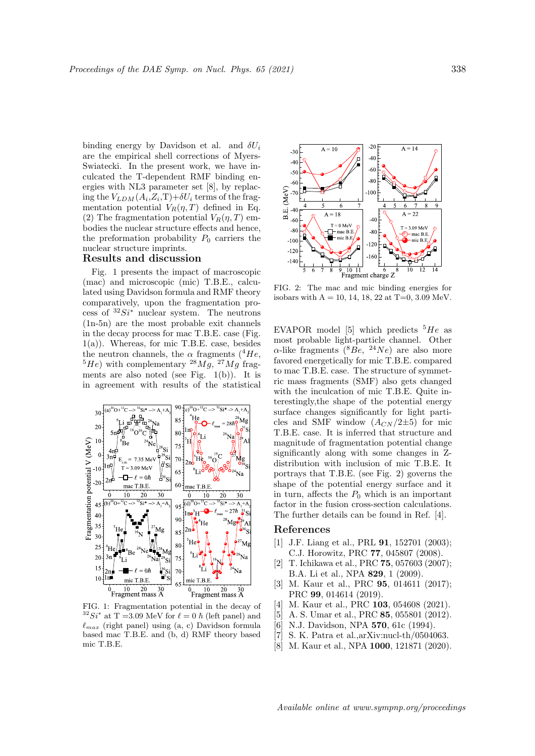binding energy by Davidson et al. and $\delta U_i$ are the empirical shell corrections of Myers-Swiatecki. In the present work, we have inculcated the T-dependent RMF binding energies with NL3 parameter set [8], by replacing the $V_{LDM}(A_i,Z_i,T)+\delta U_i$ terms of the fragmentation potential $V_R(\eta,T)$ defined in Eq. (2) The fragmentation potential $V_R(\eta,T)$ embodies the nuclear structure effects and hence, the preformation probability $P_0$ carriers the nuclear structure imprints.

## Results and discussion

Fig. 1 presents the impact of macroscopic (mac) and microscopic (mic) T.B.E., calculated using Davidson formula and RMF theory comparatively, upon the fragmentation process of $^{32}Si^*$ nuclear system. The neutrons (1n-5n) are the most probable exit channels in the decay process for mac T.B.E. case (Fig. 1(a)). Whereas, for mic T.B.E. case, besides the neutron channels, the $\alpha$ fragments ($^4He$, $^5He$) with complementary $^{28}Mg$, $^{27}Mg$ fragments are also noted (see Fig. 1(b)). It is in agreement with results of the statistical EVAPOR model [5] which predicts $^5He$ as most probable light-particle channel. Other $\alpha$-like fragments ($^8Be$, $^{24}Ne$) are also more favored energetically for mic T.B.E. compared to mac T.B.E. case. The structure of symmetric mass fragments (SMF) also gets changed with the inculcation of mic T.B.E. Quite interestingly,the shape of the potential energy surface changes significantly for light particles and SMF window ($A_{CN}/2\pm5$) for mic T.B.E. case. It is inferred that structure and magnitude of fragmentation potential change significantly along with some changes in Z-distribution with inclusion of mic T.B.E. It portrays that T.B.E. (see Fig. 2) governs the shape of the potential energy surface and it in turn, affects the $P_0$ which is an important factor in the fusion cross-section calculations. The further details can be found in Ref. [4].

FIG. 1: Fragmentation potential in the decay of $^{32}Si^*$ at T =3.09 MeV for $\ell = 0\ \hbar$ (left panel) and $\ell_{max}$ (right panel) using (a, c) Davidson formula based mac T.B.E. and (b, d) RMF theory based mic T.B.E.

FIG. 2: The mac and mic binding energies for isobars with A = 10, 14, 18, 22 at T=0, 3.09 MeV.

## References

[1] J.F. Liang et al., PRL **91**, 152701 (2003); C.J. Horowitz, PRC **77**, 045807 (2008).

[2] T. Ichikawa et al., PRC **75**, 057603 (2007); B.A. Li et al., NPA **829**, 1 (2009).

[3] M. Kaur et al., PRC **95**, 014611 (2017); PRC **99**, 014614 (2019).

[4] M. Kaur et al., PRC **103**, 054608 (2021).

[5] A. S. Umar et al., PRC **85**, 055801 (2012).

[6] N.J. Davidson, NPA **570**, 61c (1994).

[7] S. K. Patra et al.,arXiv:nucl-th/0504063.

[8] M. Kaur et al., NPA **1000**, 121871 (2020).